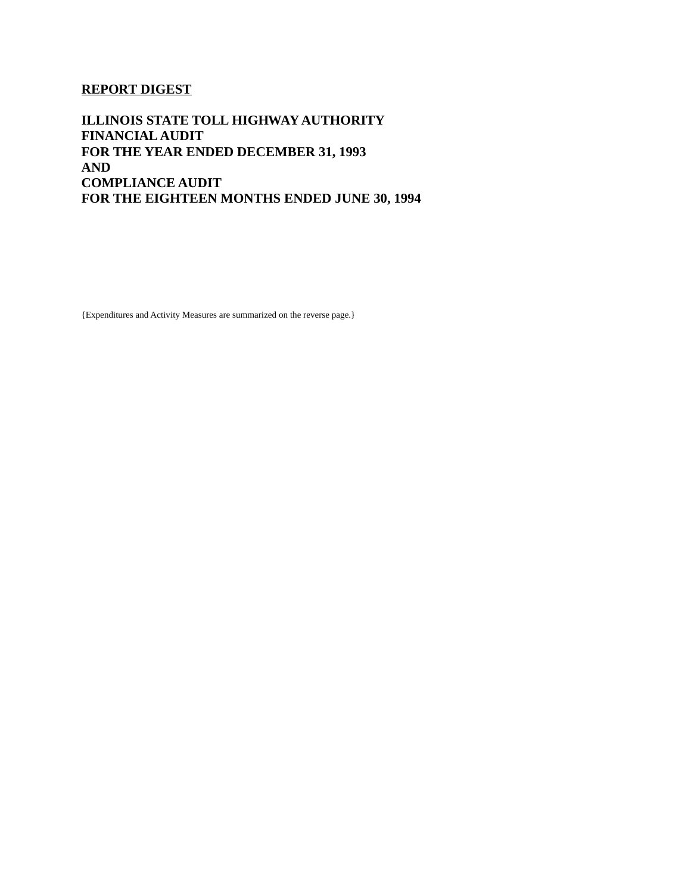**REPORT DIGEST**

# ILLINOIS STATE TOLL HIGHWAY AUTHORITY FINANCIAL AUDIT FOR THE YEAR ENDED DECEMBER 31, 1993 AND COMPLIANCE AUDIT FOR THE EIGHTEEN MONTHS ENDED JUNE 30, 1994

{Expenditures and Activity Measures are summarized on the reverse page.}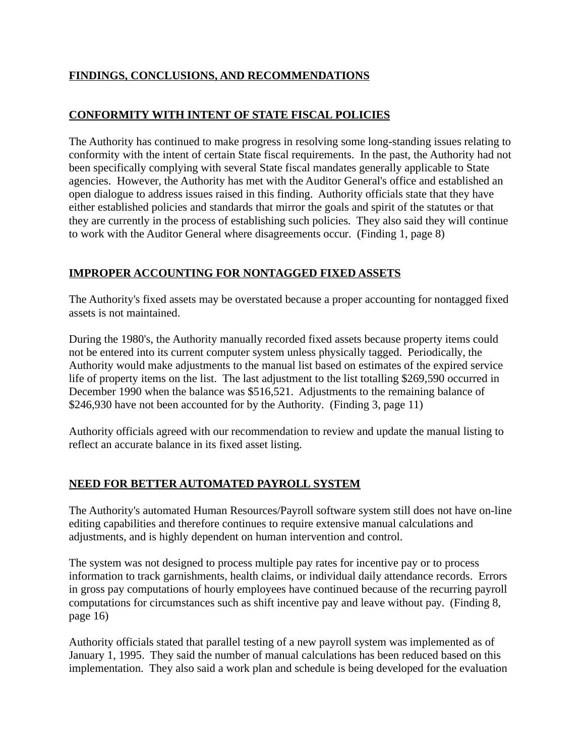## FINDINGS, CONCLUSIONS, AND RECOMMENDATIONS

## CONFORMITY WITH INTENT OF STATE FISCAL POLICIES

The Authority has continued to make progress in resolving some long-standing issues relating to conformity with the intent of certain State fiscal requirements. In the past, the Authority had not been specifically complying with several State fiscal mandates generally applicable to State agencies. However, the Authority has met with the Auditor General's office and established an open dialogue to address issues raised in this finding. Authority officials state that they have either established policies and standards that mirror the goals and spirit of the statutes or that they are currently in the process of establishing such policies. They also said they will continue to work with the Auditor General where disagreements occur. (Finding 1, page 8)

## IMPROPER ACCOUNTING FOR NONTAGGED FIXED ASSETS

The Authority's fixed assets may be overstated because a proper accounting for nontagged fixed assets is not maintained.

During the 1980's, the Authority manually recorded fixed assets because property items could not be entered into its current computer system unless physically tagged. Periodically, the Authority would make adjustments to the manual list based on estimates of the expired service life of property items on the list. The last adjustment to the list totalling $269,590 occurred in December 1990 when the balance was $516,521. Adjustments to the remaining balance of $246,930 have not been accounted for by the Authority. (Finding 3, page 11)

Authority officials agreed with our recommendation to review and update the manual listing to reflect an accurate balance in its fixed asset listing.

## NEED FOR BETTER AUTOMATED PAYROLL SYSTEM

The Authority's automated Human Resources/Payroll software system still does not have on-line editing capabilities and therefore continues to require extensive manual calculations and adjustments, and is highly dependent on human intervention and control.

The system was not designed to process multiple pay rates for incentive pay or to process information to track garnishments, health claims, or individual daily attendance records. Errors in gross pay computations of hourly employees have continued because of the recurring payroll computations for circumstances such as shift incentive pay and leave without pay. (Finding 8, page 16)

Authority officials stated that parallel testing of a new payroll system was implemented as of January 1, 1995. They said the number of manual calculations has been reduced based on this implementation. They also said a work plan and schedule is being developed for the evaluation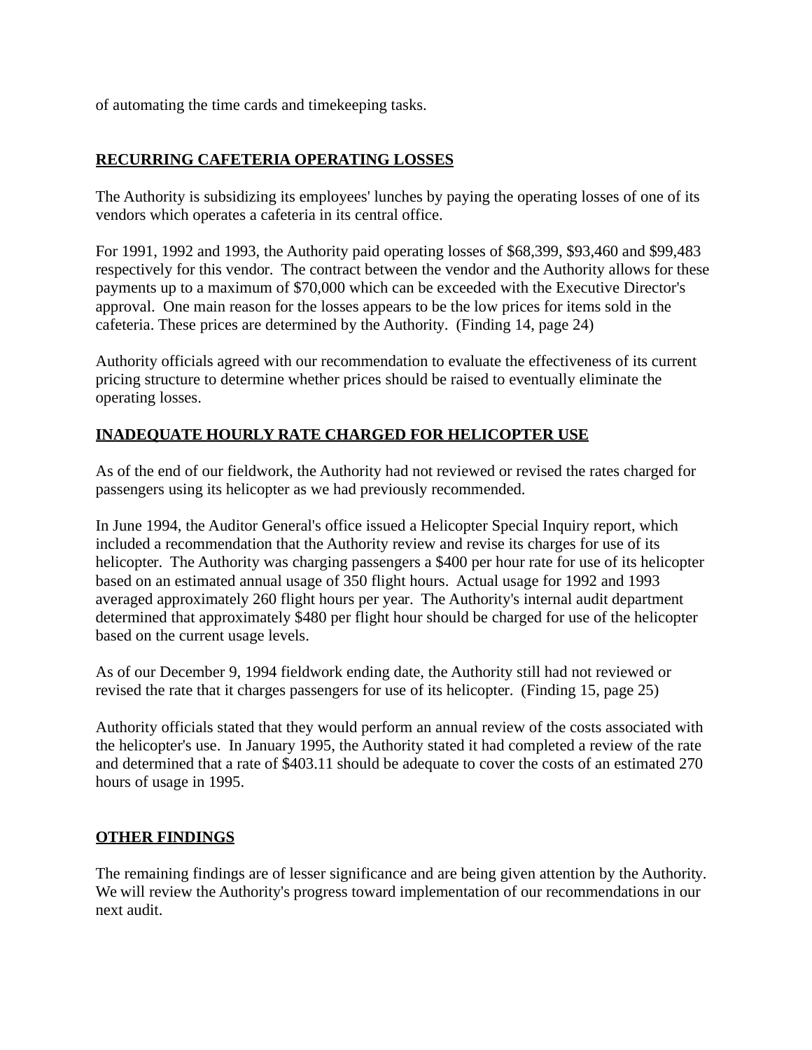of automating the time cards and timekeeping tasks.

## RECURRING CAFETERIA OPERATING LOSSES

The Authority is subsidizing its employees' lunches by paying the operating losses of one of its vendors which operates a cafeteria in its central office.

For 1991, 1992 and 1993, the Authority paid operating losses of $68,399, $93,460 and $99,483 respectively for this vendor. The contract between the vendor and the Authority allows for these payments up to a maximum of $70,000 which can be exceeded with the Executive Director's approval. One main reason for the losses appears to be the low prices for items sold in the cafeteria. These prices are determined by the Authority. (Finding 14, page 24)

Authority officials agreed with our recommendation to evaluate the effectiveness of its current pricing structure to determine whether prices should be raised to eventually eliminate the operating losses.

## INADEQUATE HOURLY RATE CHARGED FOR HELICOPTER USE

As of the end of our fieldwork, the Authority had not reviewed or revised the rates charged for passengers using its helicopter as we had previously recommended.

In June 1994, the Auditor General's office issued a Helicopter Special Inquiry report, which included a recommendation that the Authority review and revise its charges for use of its helicopter. The Authority was charging passengers a $400 per hour rate for use of its helicopter based on an estimated annual usage of 350 flight hours. Actual usage for 1992 and 1993 averaged approximately 260 flight hours per year. The Authority's internal audit department determined that approximately $480 per flight hour should be charged for use of the helicopter based on the current usage levels.

As of our December 9, 1994 fieldwork ending date, the Authority still had not reviewed or revised the rate that it charges passengers for use of its helicopter. (Finding 15, page 25)

Authority officials stated that they would perform an annual review of the costs associated with the helicopter's use. In January 1995, the Authority stated it had completed a review of the rate and determined that a rate of $403.11 should be adequate to cover the costs of an estimated 270 hours of usage in 1995.

## OTHER FINDINGS

The remaining findings are of lesser significance and are being given attention by the Authority. We will review the Authority's progress toward implementation of our recommendations in our next audit.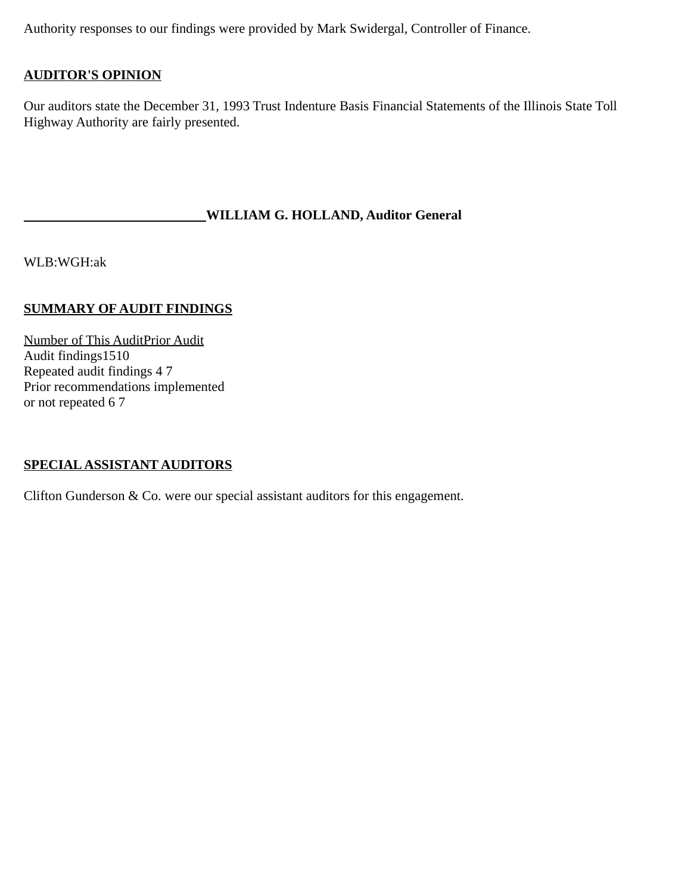Authority responses to our findings were provided by Mark Swidergal, Controller of Finance.

## AUDITOR'S OPINION

Our auditors state the December 31, 1993 Trust Indenture Basis Financial Statements of the Illinois State Toll Highway Authority are fairly presented.

\_\_\_\_\_\_\_\_\_\_\_\_\_\_\_\_\_\_\_\_\_\_\_\_\_\_\_\_**WILLIAM G. HOLLAND, Auditor General**

WLB:WGH:ak

## SUMMARY OF AUDIT FINDINGS

| Number of | This Audit | Prior Audit |
|---|---|---|
| Audit findings | 15 | 10 |
| Repeated audit findings | 4 | 7 |
| Prior recommendations implemented or not repeated | 6 | 7 |

## SPECIAL ASSISTANT AUDITORS

Clifton Gunderson & Co. were our special assistant auditors for this engagement.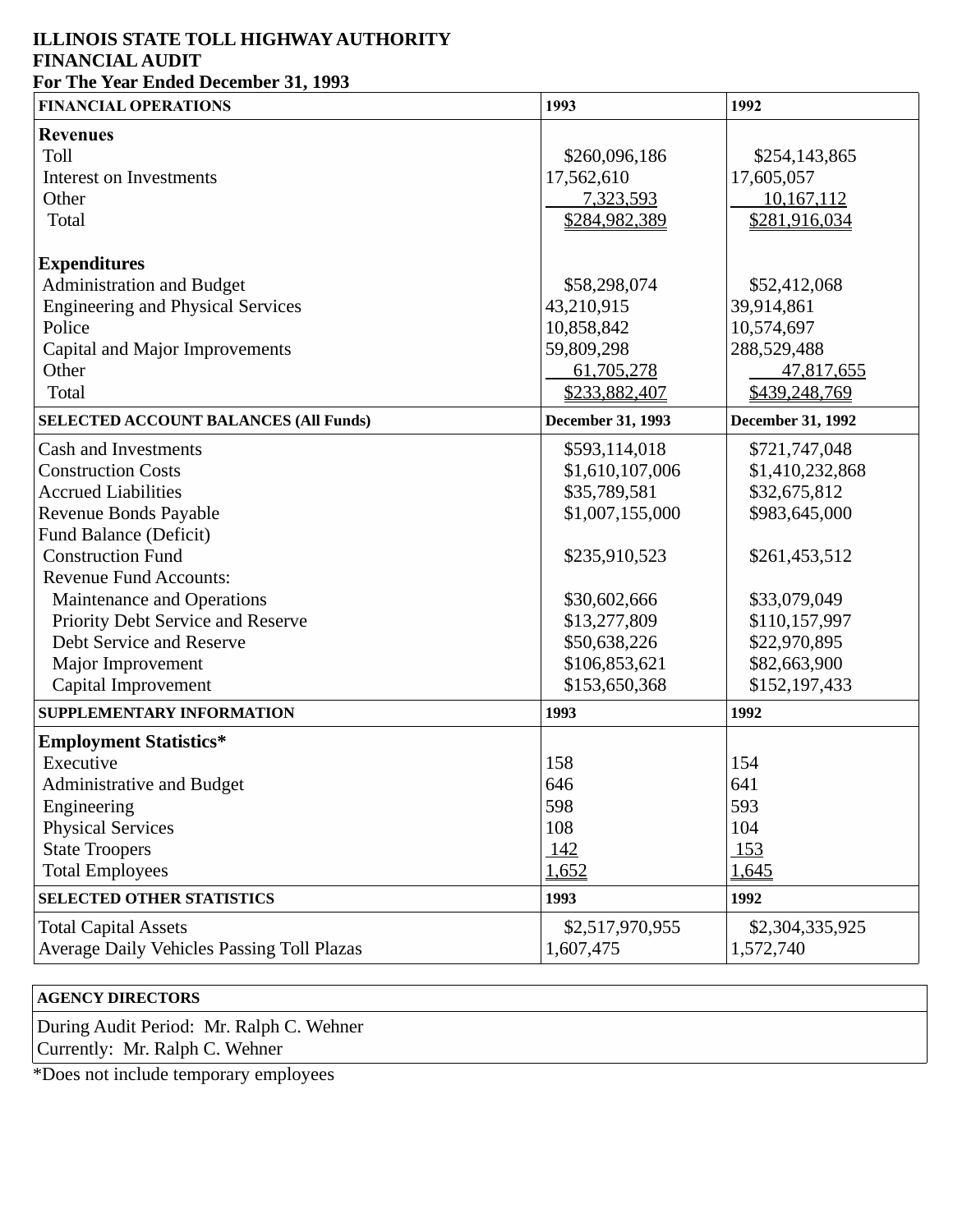**ILLINOIS STATE TOLL HIGHWAY AUTHORITY**
**FINANCIAL AUDIT**
**For The Year Ended December 31, 1993**

| FINANCIAL OPERATIONS | 1993 | 1992 |
|---|---|---|
| **Revenues** | | |
| Toll | $260,096,186 | $254,143,865 |
| Interest on Investments | 17,562,610 | 17,605,057 |
| Other | 7,323,593 | 10,167,112 |
| Total | $284,982,389 | $281,916,034 |
| **Expenditures** | | |
| Administration and Budget | $58,298,074 | $52,412,068 |
| Engineering and Physical Services | 43,210,915 | 39,914,861 |
| Police | 10,858,842 | 10,574,697 |
| Capital and Major Improvements | 59,809,298 | 288,529,488 |
| Other | 61,705,278 | 47,817,655 |
| Total | $233,882,407 | $439,248,769 |
| **SELECTED ACCOUNT BALANCES (All Funds)** | **December 31, 1993** | **December 31, 1992** |
| Cash and Investments | $593,114,018 | $721,747,048 |
| Construction Costs | $1,610,107,006 | $1,410,232,868 |
| Accrued Liabilities | $35,789,581 | $32,675,812 |
| Revenue Bonds Payable | $1,007,155,000 | $983,645,000 |
| Fund Balance (Deficit) | | |
| Construction Fund | $235,910,523 | $261,453,512 |
| Revenue Fund Accounts: | | |
| Maintenance and Operations | $30,602,666 | $33,079,049 |
| Priority Debt Service and Reserve | $13,277,809 | $110,157,997 |
| Debt Service and Reserve | $50,638,226 | $22,970,895 |
| Major Improvement | $106,853,621 | $82,663,900 |
| Capital Improvement | $153,650,368 | $152,197,433 |
| **SUPPLEMENTARY INFORMATION** | **1993** | **1992** |
| **Employment Statistics*** | | |
| Executive | 158 | 154 |
| Administrative and Budget | 646 | 641 |
| Engineering | 598 | 593 |
| Physical Services | 108 | 104 |
| State Troopers | 142 | 153 |
| Total Employees | 1,652 | 1,645 |
| **SELECTED OTHER STATISTICS** | **1993** | **1992** |
| Total Capital Assets | $2,517,970,955 | $2,304,335,925 |
| Average Daily Vehicles Passing Toll Plazas | 1,607,475 | 1,572,740 |

| AGENCY DIRECTORS |
|---|
| During Audit Period: Mr. Ralph C. Wehner |
| Currently: Mr. Ralph C. Wehner |

*Does not include temporary employees